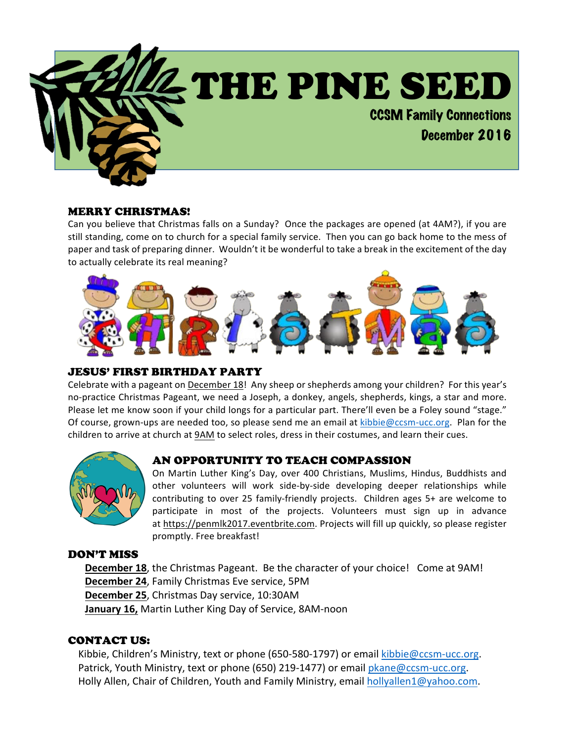# THE PINE SEED

CCSM Family Connections

December 2016

## MERRY CHRISTMAS!

Can you believe that Christmas falls on a Sunday? Once the packages are opened (at 4AM?), if you are still standing, come on to church for a special family service. Then you can go back home to the mess of paper and task of preparing dinner. Wouldn't it be wonderful to take a break in the excitement of the day to actually celebrate its real meaning?

## JESUS' FIRST BIRTHDAY PARTY

Celebrate with a pageant on December 18! Any sheep or shepherds among your children? For this year's no-practice Christmas Pageant, we need a Joseph, a donkey, angels, shepherds, kings, a star and more. Please let me know soon if your child longs for a particular part. There'll even be a Foley sound "stage." Of course, grown-ups are needed too, so please send me an email at kibbie@ccsm-ucc.org. Plan for the children to arrive at church at 9AM to select roles, dress in their costumes, and learn their cues.

## AN OPPORTUNITY TO TEACH COMPASSION

On Martin Luther King's Day, over 400 Christians, Muslims, Hindus, Buddhists and other volunteers will work side-by-side developing deeper relationships while contributing to over 25 family-friendly projects. Children ages 5+ are welcome to participate in most of the projects. Volunteers must sign up in advance at https://penmlk2017.eventbrite.com. Projects will fill up quickly, so please register promptly. Free breakfast!

## DON'T MISS

**December 18**, the Christmas Pageant. Be the character of your choice! Come at 9AM!
**December 24**, Family Christmas Eve service, 5PM
**December 25**, Christmas Day service, 10:30AM
**January 16,** Martin Luther King Day of Service, 8AM-noon

## CONTACT US:

Kibbie, Children's Ministry, text or phone (650-580-1797) or email kibbie@ccsm-ucc.org.
Patrick, Youth Ministry, text or phone (650) 219-1477) or email pkane@ccsm-ucc.org.
Holly Allen, Chair of Children, Youth and Family Ministry, email hollyallen1@yahoo.com.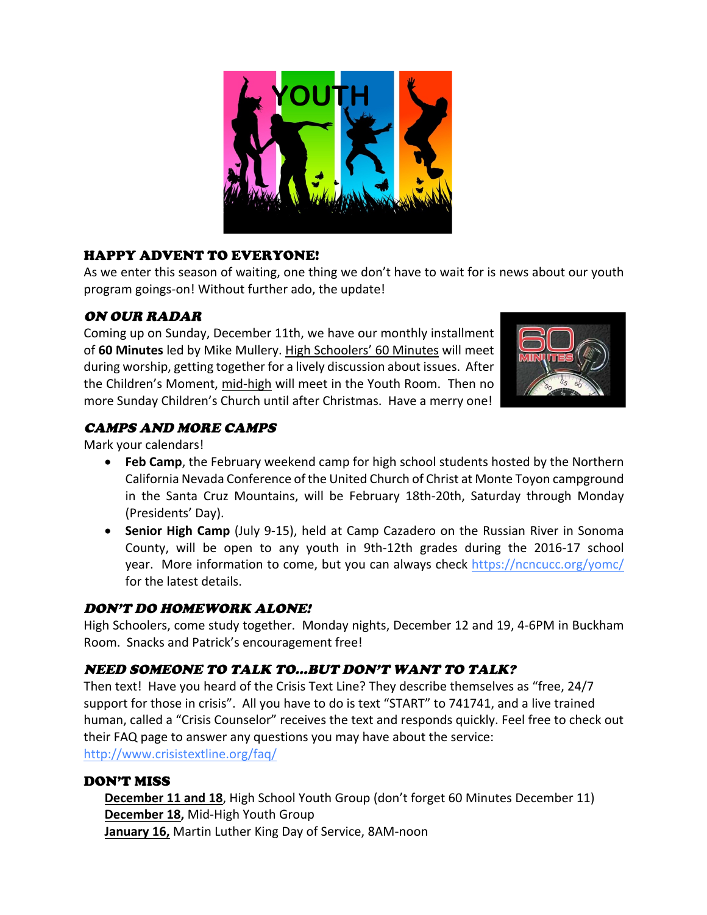## HAPPY ADVENT TO EVERYONE!

As we enter this season of waiting, one thing we don't have to wait for is news about our youth program goings-on! Without further ado, the update!

### *ON OUR RADAR*

Coming up on Sunday, December 11th, we have our monthly installment of **60 Minutes** led by Mike Mullery. High Schoolers' 60 Minutes will meet during worship, getting together for a lively discussion about issues. After the Children's Moment, mid-high will meet in the Youth Room. Then no more Sunday Children's Church until after Christmas. Have a merry one!

### *CAMPS AND MORE CAMPS*

Mark your calendars!

- **Feb Camp**, the February weekend camp for high school students hosted by the Northern California Nevada Conference of the United Church of Christ at Monte Toyon campground in the Santa Cruz Mountains, will be February 18th-20th, Saturday through Monday (Presidents' Day).
- **Senior High Camp** (July 9-15), held at Camp Cazadero on the Russian River in Sonoma County, will be open to any youth in 9th-12th grades during the 2016-17 school year. More information to come, but you can always check https://ncncucc.org/yomc/ for the latest details.

### *DON'T DO HOMEWORK ALONE!*

High Schoolers, come study together. Monday nights, December 12 and 19, 4-6PM in Buckham Room. Snacks and Patrick's encouragement free!

### *NEED SOMEONE TO TALK TO…BUT DON'T WANT TO TALK?*

Then text! Have you heard of the Crisis Text Line? They describe themselves as "free, 24/7 support for those in crisis". All you have to do is text "START" to 741741, and a live trained human, called a "Crisis Counselor" receives the text and responds quickly. Feel free to check out their FAQ page to answer any questions you may have about the service: http://www.crisistextline.org/faq/

## DON'T MISS

**December 11 and 18**, High School Youth Group (don't forget 60 Minutes December 11)
**December 18,** Mid-High Youth Group
**January 16,** Martin Luther King Day of Service, 8AM-noon